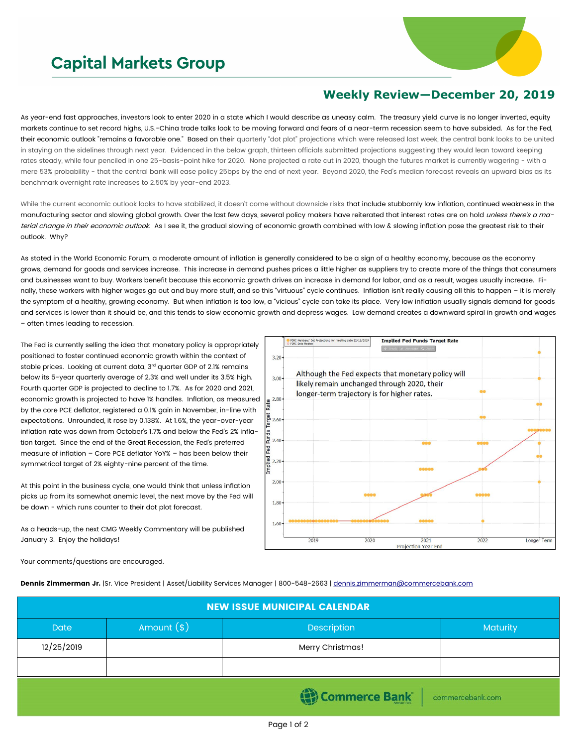# Capital Markets Group

## Weekly Review—December 20, 2019

As year-end fast approaches, investors look to enter 2020 in a state which I would describe as uneasy calm. The treasury yield curve is no longer inverted, equity markets continue to set record highs, U.S.-China trade talks look to be moving forward and fears of a near-term recession seem to have subsided. As for the Fed, their economic outlook "remains a favorable one." Based on their quarterly "dot plot" projections which were released last week, the central bank looks to be united in staying on the sidelines through next year. Evidenced in the below graph, thirteen officials submitted projections suggesting they would lean toward keeping rates steady, while four penciled in one 25-basis-point hike for 2020. None projected a rate cut in 2020, though the futures market is currently wagering - with a mere 53% probability - that the central bank will ease policy 25bps by the end of next year. Beyond 2020, the Fed's median forecast reveals an upward bias as its benchmark overnight rate increases to 2.50% by year-end 2023.

While the current economic outlook looks to have stabilized, it doesn't come without downside risks that include stubbornly low inflation, continued weakness in the manufacturing sector and slowing global growth. Over the last few days, several policy makers have reiterated that interest rates are on hold *unless there's a material change in their economic outlook*. As I see it, the gradual slowing of economic growth combined with low & slowing inflation pose the greatest risk to their outlook. Why?

As stated in the World Economic Forum, a moderate amount of inflation is generally considered to be a sign of a healthy economy, because as the economy grows, demand for goods and services increase. This increase in demand pushes prices a little higher as suppliers try to create more of the things that consumers and businesses want to buy. Workers benefit because this economic growth drives an increase in demand for labor, and as a result, wages usually increase. Finally, these workers with higher wages go out and buy more stuff, and so this "virtuous" cycle continues. Inflation isn't really causing all this to happen – it is merely the symptom of a healthy, growing economy. But when inflation is too low, a "vicious" cycle can take its place. Very low inflation usually signals demand for goods and services is lower than it should be, and this tends to slow economic growth and depress wages. Low demand creates a downward spiral in growth and wages – often times leading to recession.

The Fed is currently selling the idea that monetary policy is appropriately positioned to foster continued economic growth within the context of stable prices. Looking at current data, 3rd quarter GDP of 2.1% remains below its 5-year quarterly average of 2.3% and well under its 3.5% high. Fourth quarter GDP is projected to decline to 1.7%. As for 2020 and 2021, economic growth is projected to have 1% handles. Inflation, as measured by the core PCE deflator, registered a 0.1% gain in November, in-line with expectations. Unrounded, it rose by 0.138%. At 1.6%, the year-over-year inflation rate was down from October's 1.7% and below the Fed's 2% inflation target. Since the end of the Great Recession, the Fed's preferred measure of inflation – Core PCE deflator YoY% – has been below their symmetrical target of 2% eighty-nine percent of the time.

At this point in the business cycle, one would think that unless inflation picks up from its somewhat anemic level, the next move by the Fed will be down - which runs counter to their dot plot forecast.

As a heads-up, the next CMG Weekly Commentary will be published January 3. Enjoy the holidays!

Your comments/questions are encouraged.

**Dennis Zimmerman Jr.** |Sr. Vice President | Asset/Liability Services Manager | 800-548-2663 | dennis.zimmerman@commercebank.com

| NEW ISSUE MUNICIPAL CALENDAR | | | |
|---|---|---|---|
| Date | Amount ($) | Description | Maturity |
| 12/25/2019 | | Merry Christmas! | |
| | | | |

Commerce Bank | commercebank.com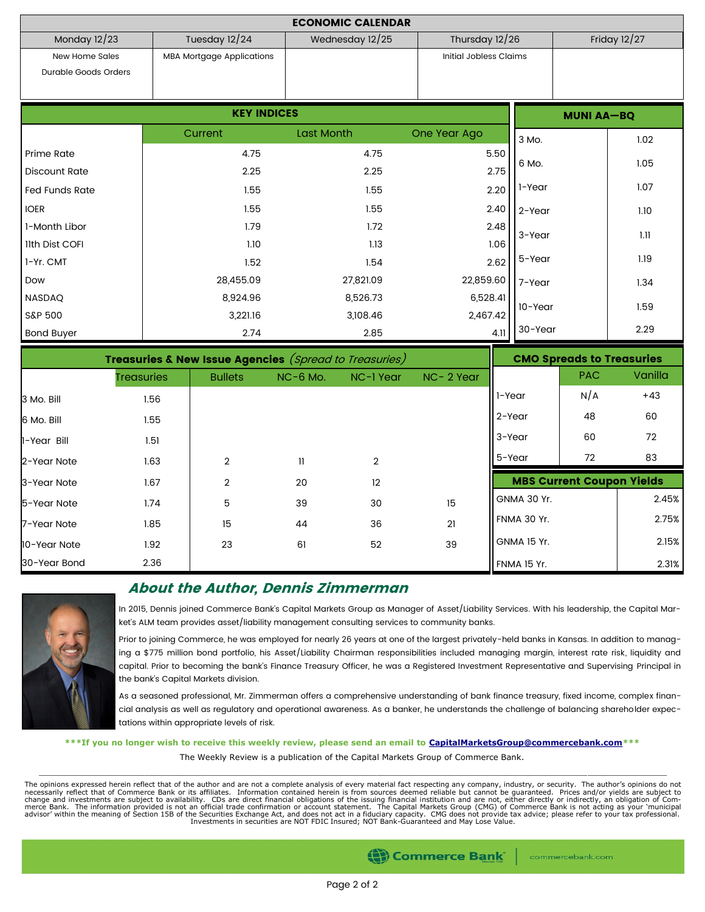## ECONOMIC CALENDAR

| Monday 12/23 | Tuesday 12/24 | Wednesday 12/25 | Thursday 12/26 | Friday 12/27 |
|---|---|---|---|---|
| New Home Sales<br>Durable Goods Orders | MBA Mortgage Applications | | Initial Jobless Claims | |

## KEY INDICES

| | Current | Last Month | One Year Ago |
|---|---|---|---|
| Prime Rate | 4.75 | 4.75 | 5.50 |
| Discount Rate | 2.25 | 2.25 | 2.75 |
| Fed Funds Rate | 1.55 | 1.55 | 2.20 |
| IOER | 1.55 | 1.55 | 2.40 |
| 1-Month Libor | 1.79 | 1.72 | 2.48 |
| 11th Dist COFI | 1.10 | 1.13 | 1.06 |
| 1-Yr. CMT | 1.52 | 1.54 | 2.62 |
| Dow | 28,455.09 | 27,821.09 | 22,859.60 |
| NASDAQ | 8,924.96 | 8,526.73 | 6,528.41 |
| S&P 500 | 3,221.16 | 3,108.46 | 2,467.42 |
| Bond Buyer | 2.74 | 2.85 | 4.11 |

## MUNI AA—BQ

| | |
|---|---|
| 3 Mo. | 1.02 |
| 6 Mo. | 1.05 |
| 1-Year | 1.07 |
| 2-Year | 1.10 |
| 3-Year | 1.11 |
| 5-Year | 1.19 |
| 7-Year | 1.34 |
| 10-Year | 1.59 |
| 30-Year | 2.29 |

## Treasuries & New Issue Agencies *(Spread to Treasuries)*

| | Treasuries | Bullets | NC-6 Mo. | NC-1 Year | NC- 2 Year |
|---|---|---|---|---|---|
| 3 Mo. Bill | 1.56 | | | | |
| 6 Mo. Bill | 1.55 | | | | |
| 1-Year Bill | 1.51 | | | | |
| 2-Year Note | 1.63 | 2 | 11 | 2 | |
| 3-Year Note | 1.67 | 2 | 20 | 12 | |
| 5-Year Note | 1.74 | 5 | 39 | 30 | 15 |
| 7-Year Note | 1.85 | 15 | 44 | 36 | 21 |
| 10-Year Note | 1.92 | 23 | 61 | 52 | 39 |
| 30-Year Bond | 2.36 | | | | |

## CMO Spreads to Treasuries

| | PAC | Vanilla |
|---|---|---|
| 1-Year | N/A | +43 |
| 2-Year | 48 | 60 |
| 3-Year | 60 | 72 |
| 5-Year | 72 | 83 |

## MBS Current Coupon Yields

| | |
|---|---|
| GNMA 30 Yr. | 2.45% |
| FNMA 30 Yr. | 2.75% |
| GNMA 15 Yr. | 2.15% |
| FNMA 15 Yr. | 2.31% |

## *About the Author, Dennis Zimmerman*

In 2015, Dennis joined Commerce Bank's Capital Markets Group as Manager of Asset/Liability Services. With his leadership, the Capital Market's ALM team provides asset/liability management consulting services to community banks.

Prior to joining Commerce, he was employed for nearly 26 years at one of the largest privately-held banks in Kansas. In addition to managing a $775 million bond portfolio, his Asset/Liability Chairman responsibilities included managing margin, interest rate risk, liquidity and capital. Prior to becoming the bank's Finance Treasury Officer, he was a Registered Investment Representative and Supervising Principal in the bank's Capital Markets division.

As a seasoned professional, Mr. Zimmerman offers a comprehensive understanding of bank finance treasury, fixed income, complex financial analysis as well as regulatory and operational awareness. As a banker, he understands the challenge of balancing shareholder expectations within appropriate levels of risk.

**\*\*\*If you no longer wish to receive this weekly review, please send an email to CapitalMarketsGroup@commercebank.com\*\*\***

The Weekly Review is a publication of the Capital Markets Group of Commerce Bank.

The opinions expressed herein reflect that of the author and are not a complete analysis of every material fact respecting any company, industry, or security. The author's opinions do not necessarily reflect that of Commerce Bank or its affiliates. Information contained herein is from sources deemed reliable but cannot be guaranteed. Prices and/or yields are subject to change and investments are subject to availability. CDs are direct financial obligations of the issuing financial institution and are not, either directly or indirectly, an obligation of Commerce Bank. The information provided is not an official trade confirmation or account statement. The Capital Markets Group (CMG) of Commerce Bank is not acting as your 'municipal advisor' within the meaning of Section 15B of the Securities Exchange Act, and does not act in a fiduciary capacity. CMG does not provide tax advice; please refer to your tax professional. Investments in securities are NOT FDIC Insured; NOT Bank-Guaranteed and May Lose Value.

Commerce Bank | commercebank.com